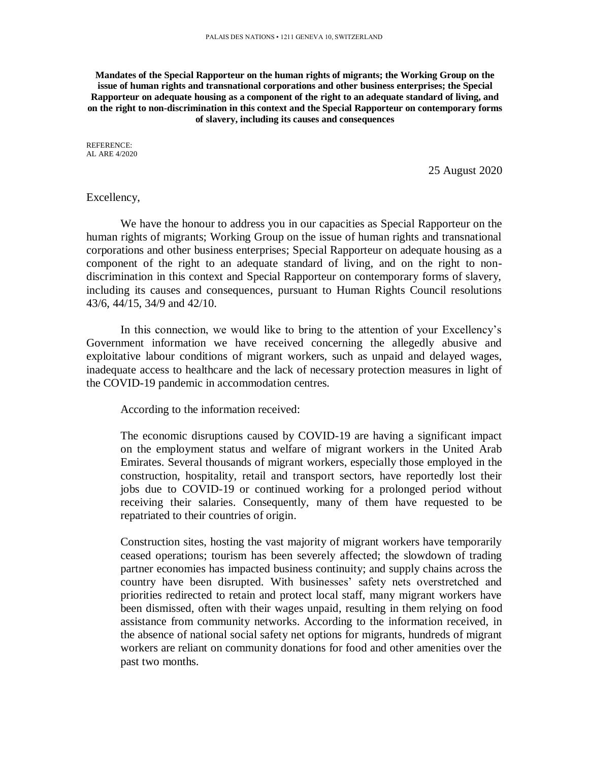PALAIS DES NATIONS • 1211 GENEVA 10, SWITZERLAND

**Mandates of the Special Rapporteur on the human rights of migrants; the Working Group on the issue of human rights and transnational corporations and other business enterprises; the Special Rapporteur on adequate housing as a component of the right to an adequate standard of living, and on the right to non-discrimination in this context and the Special Rapporteur on contemporary forms of slavery, including its causes and consequences**

REFERENCE:
AL ARE 4/2020

25 August 2020

Excellency,

We have the honour to address you in our capacities as Special Rapporteur on the human rights of migrants; Working Group on the issue of human rights and transnational corporations and other business enterprises; Special Rapporteur on adequate housing as a component of the right to an adequate standard of living, and on the right to non-discrimination in this context and Special Rapporteur on contemporary forms of slavery, including its causes and consequences, pursuant to Human Rights Council resolutions 43/6, 44/15, 34/9 and 42/10.

In this connection, we would like to bring to the attention of your Excellency's Government information we have received concerning the allegedly abusive and exploitative labour conditions of migrant workers, such as unpaid and delayed wages, inadequate access to healthcare and the lack of necessary protection measures in light of the COVID-19 pandemic in accommodation centres.

According to the information received:

> The economic disruptions caused by COVID-19 are having a significant impact on the employment status and welfare of migrant workers in the United Arab Emirates. Several thousands of migrant workers, especially those employed in the construction, hospitality, retail and transport sectors, have reportedly lost their jobs due to COVID-19 or continued working for a prolonged period without receiving their salaries. Consequently, many of them have requested to be repatriated to their countries of origin.
>
> Construction sites, hosting the vast majority of migrant workers have temporarily ceased operations; tourism has been severely affected; the slowdown of trading partner economies has impacted business continuity; and supply chains across the country have been disrupted. With businesses' safety nets overstretched and priorities redirected to retain and protect local staff, many migrant workers have been dismissed, often with their wages unpaid, resulting in them relying on food assistance from community networks. According to the information received, in the absence of national social safety net options for migrants, hundreds of migrant workers are reliant on community donations for food and other amenities over the past two months.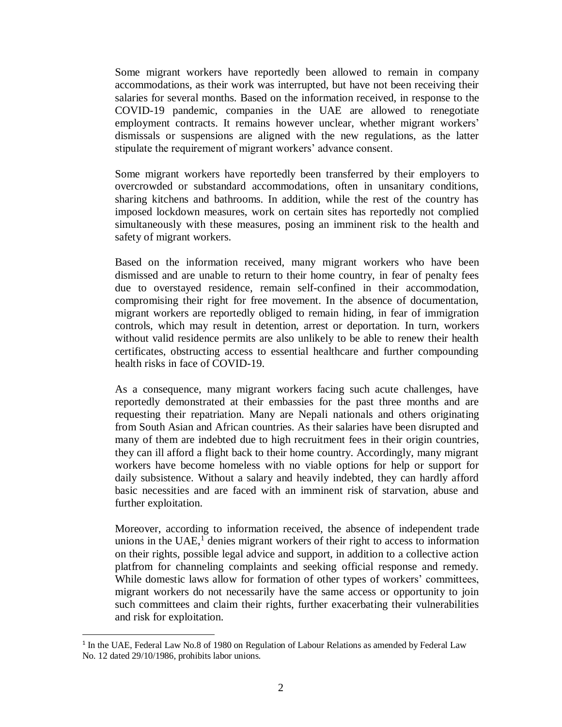Some migrant workers have reportedly been allowed to remain in company accommodations, as their work was interrupted, but have not been receiving their salaries for several months. Based on the information received, in response to the COVID-19 pandemic, companies in the UAE are allowed to renegotiate employment contracts. It remains however unclear, whether migrant workers' dismissals or suspensions are aligned with the new regulations, as the latter stipulate the requirement of migrant workers' advance consent.

Some migrant workers have reportedly been transferred by their employers to overcrowded or substandard accommodations, often in unsanitary conditions, sharing kitchens and bathrooms. In addition, while the rest of the country has imposed lockdown measures, work on certain sites has reportedly not complied simultaneously with these measures, posing an imminent risk to the health and safety of migrant workers.

Based on the information received, many migrant workers who have been dismissed and are unable to return to their home country, in fear of penalty fees due to overstayed residence, remain self-confined in their accommodation, compromising their right for free movement. In the absence of documentation, migrant workers are reportedly obliged to remain hiding, in fear of immigration controls, which may result in detention, arrest or deportation. In turn, workers without valid residence permits are also unlikely to be able to renew their health certificates, obstructing access to essential healthcare and further compounding health risks in face of COVID-19.

As a consequence, many migrant workers facing such acute challenges, have reportedly demonstrated at their embassies for the past three months and are requesting their repatriation. Many are Nepali nationals and others originating from South Asian and African countries. As their salaries have been disrupted and many of them are indebted due to high recruitment fees in their origin countries, they can ill afford a flight back to their home country. Accordingly, many migrant workers have become homeless with no viable options for help or support for daily subsistence. Without a salary and heavily indebted, they can hardly afford basic necessities and are faced with an imminent risk of starvation, abuse and further exploitation.

Moreover, according to information received, the absence of independent trade unions in the UAE,[1] denies migrant workers of their right to access to information on their rights, possible legal advice and support, in addition to a collective action platfrom for channeling complaints and seeking official response and remedy. While domestic laws allow for formation of other types of workers' committees, migrant workers do not necessarily have the same access or opportunity to join such committees and claim their rights, further exacerbating their vulnerabilities and risk for exploitation.

---

[1] In the UAE, Federal Law No.8 of 1980 on Regulation of Labour Relations as amended by Federal Law No. 12 dated 29/10/1986, prohibits labor unions.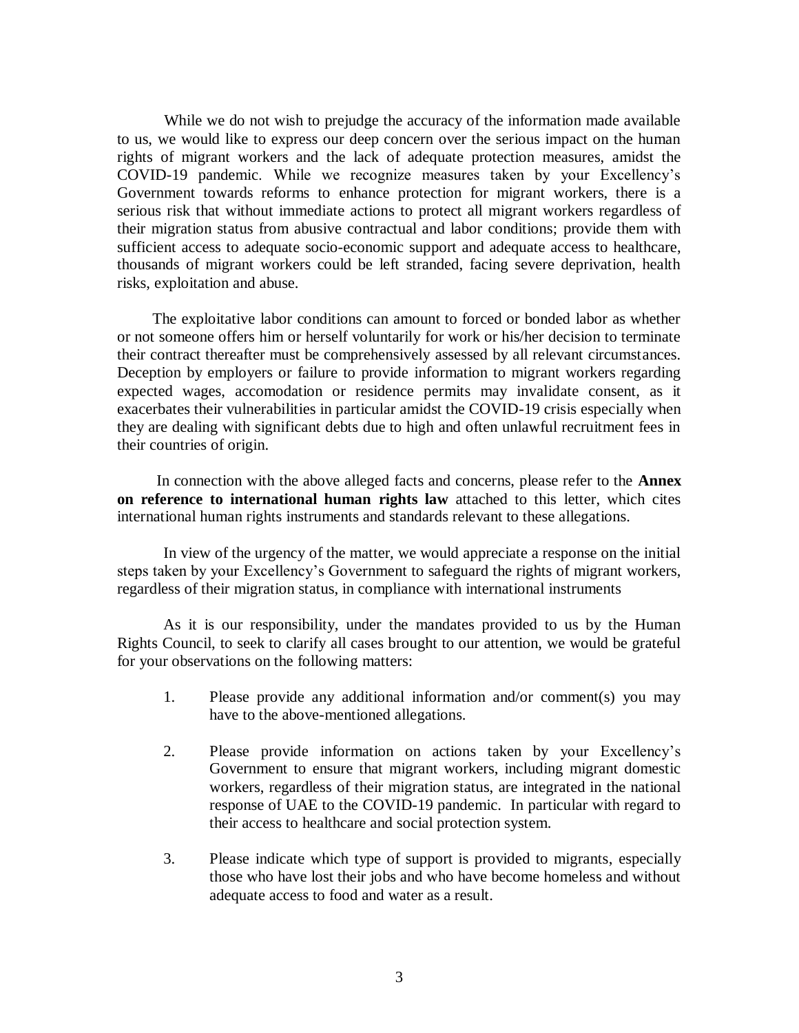While we do not wish to prejudge the accuracy of the information made available to us, we would like to express our deep concern over the serious impact on the human rights of migrant workers and the lack of adequate protection measures, amidst the COVID-19 pandemic. While we recognize measures taken by your Excellency's Government towards reforms to enhance protection for migrant workers, there is a serious risk that without immediate actions to protect all migrant workers regardless of their migration status from abusive contractual and labor conditions; provide them with sufficient access to adequate socio-economic support and adequate access to healthcare, thousands of migrant workers could be left stranded, facing severe deprivation, health risks, exploitation and abuse.

The exploitative labor conditions can amount to forced or bonded labor as whether or not someone offers him or herself voluntarily for work or his/her decision to terminate their contract thereafter must be comprehensively assessed by all relevant circumstances. Deception by employers or failure to provide information to migrant workers regarding expected wages, accomodation or residence permits may invalidate consent, as it exacerbates their vulnerabilities in particular amidst the COVID-19 crisis especially when they are dealing with significant debts due to high and often unlawful recruitment fees in their countries of origin.

In connection with the above alleged facts and concerns, please refer to the **Annex on reference to international human rights law** attached to this letter, which cites international human rights instruments and standards relevant to these allegations.

In view of the urgency of the matter, we would appreciate a response on the initial steps taken by your Excellency's Government to safeguard the rights of migrant workers, regardless of their migration status, in compliance with international instruments

As it is our responsibility, under the mandates provided to us by the Human Rights Council, to seek to clarify all cases brought to our attention, we would be grateful for your observations on the following matters:

1. Please provide any additional information and/or comment(s) you may have to the above-mentioned allegations.

2. Please provide information on actions taken by your Excellency's Government to ensure that migrant workers, including migrant domestic workers, regardless of their migration status, are integrated in the national response of UAE to the COVID-19 pandemic. In particular with regard to their access to healthcare and social protection system.

3. Please indicate which type of support is provided to migrants, especially those who have lost their jobs and who have become homeless and without adequate access to food and water as a result.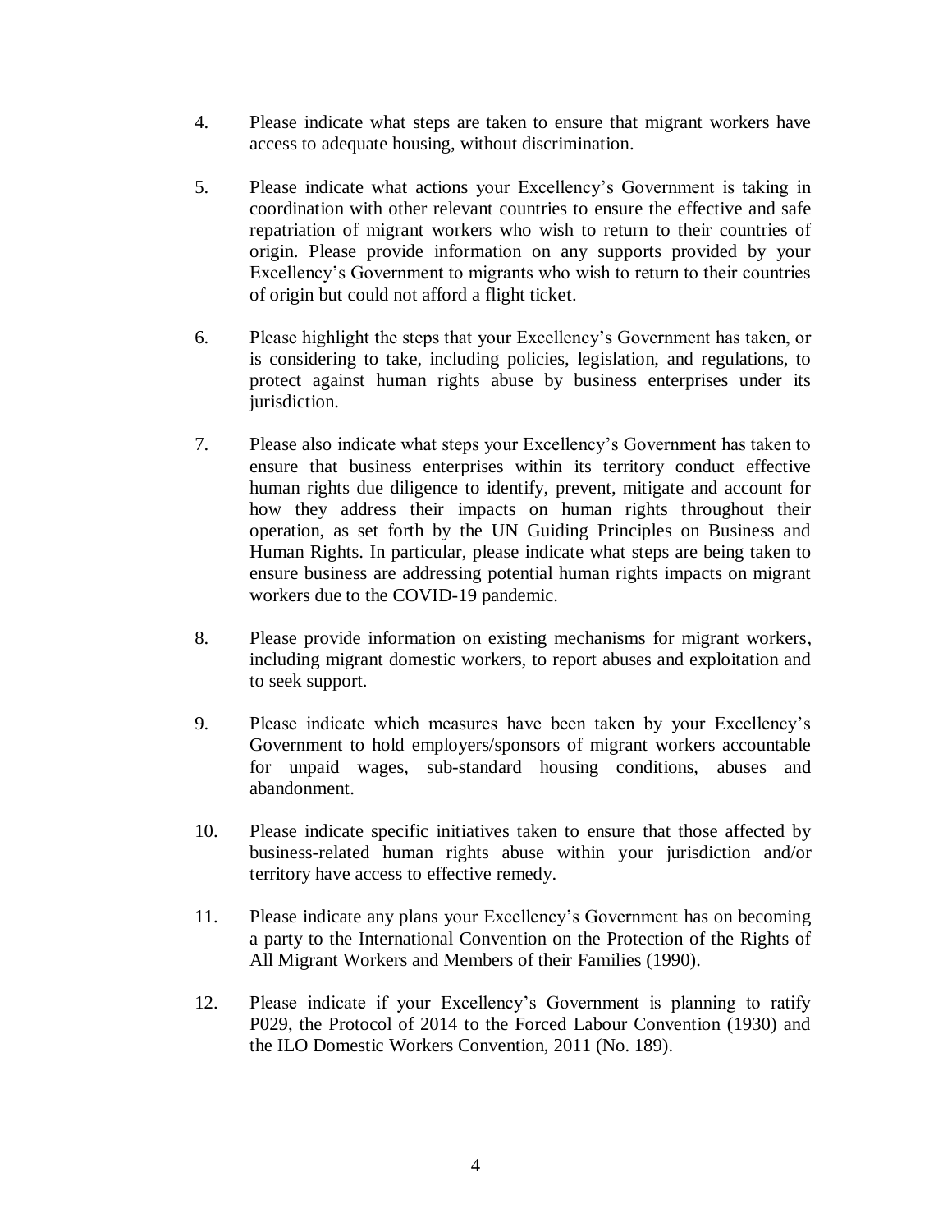4. Please indicate what steps are taken to ensure that migrant workers have access to adequate housing, without discrimination.

5. Please indicate what actions your Excellency's Government is taking in coordination with other relevant countries to ensure the effective and safe repatriation of migrant workers who wish to return to their countries of origin. Please provide information on any supports provided by your Excellency's Government to migrants who wish to return to their countries of origin but could not afford a flight ticket.

6. Please highlight the steps that your Excellency's Government has taken, or is considering to take, including policies, legislation, and regulations, to protect against human rights abuse by business enterprises under its jurisdiction.

7. Please also indicate what steps your Excellency's Government has taken to ensure that business enterprises within its territory conduct effective human rights due diligence to identify, prevent, mitigate and account for how they address their impacts on human rights throughout their operation, as set forth by the UN Guiding Principles on Business and Human Rights. In particular, please indicate what steps are being taken to ensure business are addressing potential human rights impacts on migrant workers due to the COVID-19 pandemic.

8. Please provide information on existing mechanisms for migrant workers, including migrant domestic workers, to report abuses and exploitation and to seek support.

9. Please indicate which measures have been taken by your Excellency's Government to hold employers/sponsors of migrant workers accountable for unpaid wages, sub-standard housing conditions, abuses and abandonment.

10. Please indicate specific initiatives taken to ensure that those affected by business-related human rights abuse within your jurisdiction and/or territory have access to effective remedy.

11. Please indicate any plans your Excellency's Government has on becoming a party to the International Convention on the Protection of the Rights of All Migrant Workers and Members of their Families (1990).

12. Please indicate if your Excellency's Government is planning to ratify P029, the Protocol of 2014 to the Forced Labour Convention (1930) and the ILO Domestic Workers Convention, 2011 (No. 189).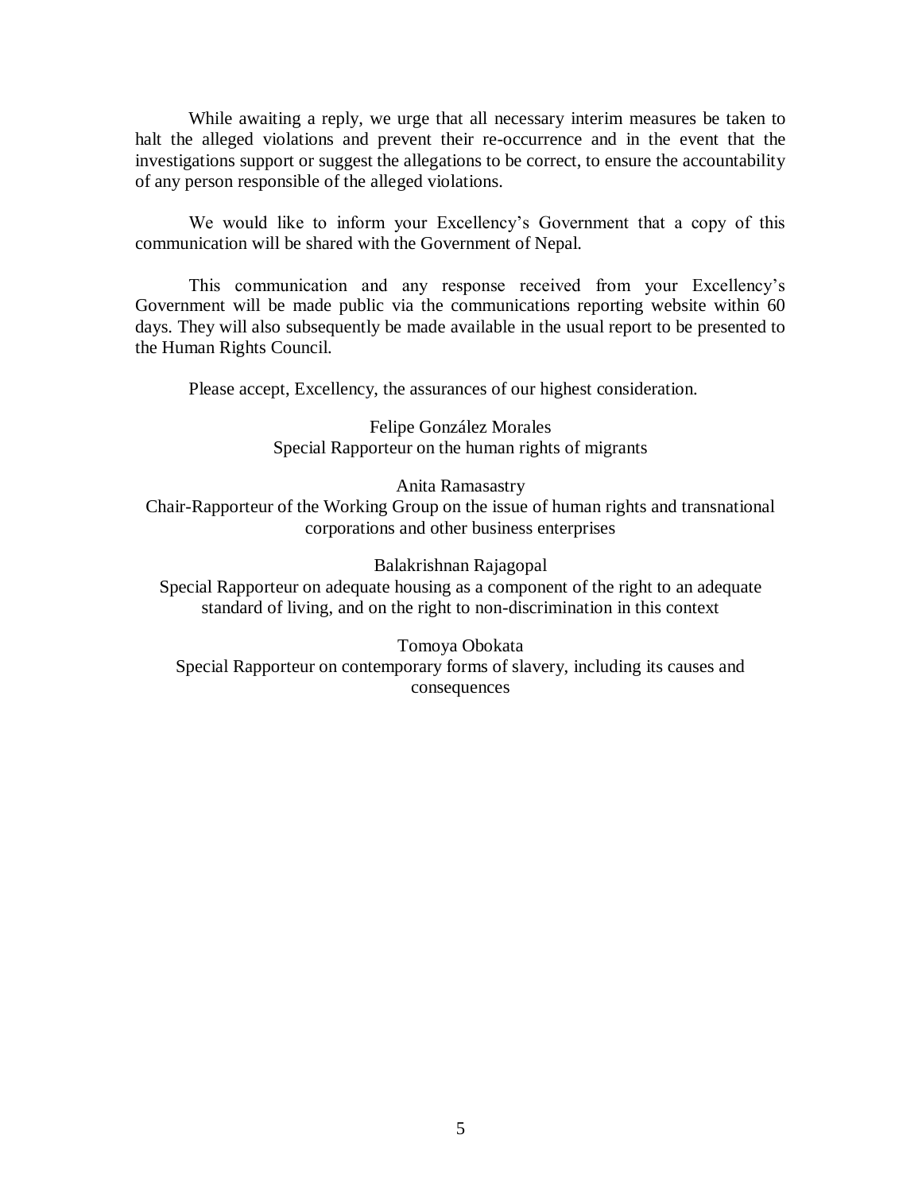While awaiting a reply, we urge that all necessary interim measures be taken to halt the alleged violations and prevent their re-occurrence and in the event that the investigations support or suggest the allegations to be correct, to ensure the accountability of any person responsible of the alleged violations.

We would like to inform your Excellency's Government that a copy of this communication will be shared with the Government of Nepal.

This communication and any response received from your Excellency's Government will be made public via the communications reporting website within 60 days. They will also subsequently be made available in the usual report to be presented to the Human Rights Council.

Please accept, Excellency, the assurances of our highest consideration.

Felipe González Morales
Special Rapporteur on the human rights of migrants

Anita Ramasastry
Chair-Rapporteur of the Working Group on the issue of human rights and transnational corporations and other business enterprises

Balakrishnan Rajagopal
Special Rapporteur on adequate housing as a component of the right to an adequate standard of living, and on the right to non-discrimination in this context

Tomoya Obokata
Special Rapporteur on contemporary forms of slavery, including its causes and consequences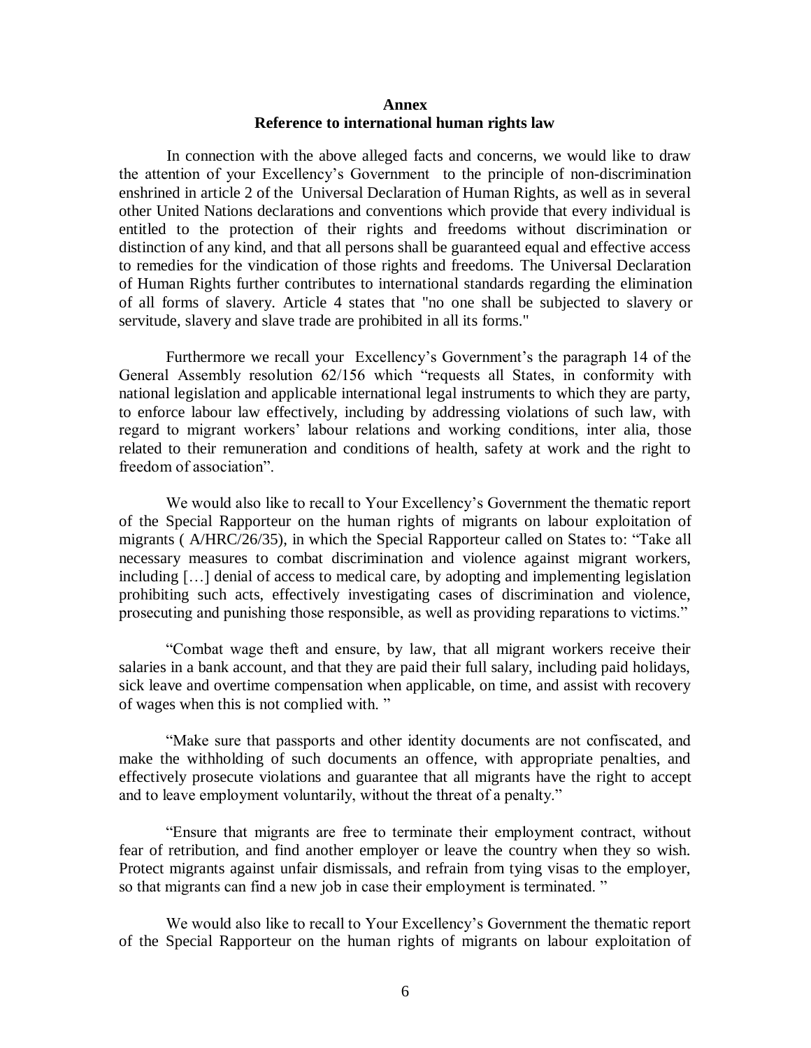**Annex**
**Reference to international human rights law**

In connection with the above alleged facts and concerns, we would like to draw the attention of your Excellency's Government to the principle of non-discrimination enshrined in article 2 of the Universal Declaration of Human Rights, as well as in several other United Nations declarations and conventions which provide that every individual is entitled to the protection of their rights and freedoms without discrimination or distinction of any kind, and that all persons shall be guaranteed equal and effective access to remedies for the vindication of those rights and freedoms. The Universal Declaration of Human Rights further contributes to international standards regarding the elimination of all forms of slavery. Article 4 states that "no one shall be subjected to slavery or servitude, slavery and slave trade are prohibited in all its forms."

Furthermore we recall your Excellency's Government's the paragraph 14 of the General Assembly resolution 62/156 which "requests all States, in conformity with national legislation and applicable international legal instruments to which they are party, to enforce labour law effectively, including by addressing violations of such law, with regard to migrant workers' labour relations and working conditions, inter alia, those related to their remuneration and conditions of health, safety at work and the right to freedom of association".

We would also like to recall to Your Excellency's Government the thematic report of the Special Rapporteur on the human rights of migrants on labour exploitation of migrants ( A/HRC/26/35), in which the Special Rapporteur called on States to: "Take all necessary measures to combat discrimination and violence against migrant workers, including […] denial of access to medical care, by adopting and implementing legislation prohibiting such acts, effectively investigating cases of discrimination and violence, prosecuting and punishing those responsible, as well as providing reparations to victims."

"Combat wage theft and ensure, by law, that all migrant workers receive their salaries in a bank account, and that they are paid their full salary, including paid holidays, sick leave and overtime compensation when applicable, on time, and assist with recovery of wages when this is not complied with. "

"Make sure that passports and other identity documents are not confiscated, and make the withholding of such documents an offence, with appropriate penalties, and effectively prosecute violations and guarantee that all migrants have the right to accept and to leave employment voluntarily, without the threat of a penalty."

"Ensure that migrants are free to terminate their employment contract, without fear of retribution, and find another employer or leave the country when they so wish. Protect migrants against unfair dismissals, and refrain from tying visas to the employer, so that migrants can find a new job in case their employment is terminated. "

We would also like to recall to Your Excellency's Government the thematic report of the Special Rapporteur on the human rights of migrants on labour exploitation of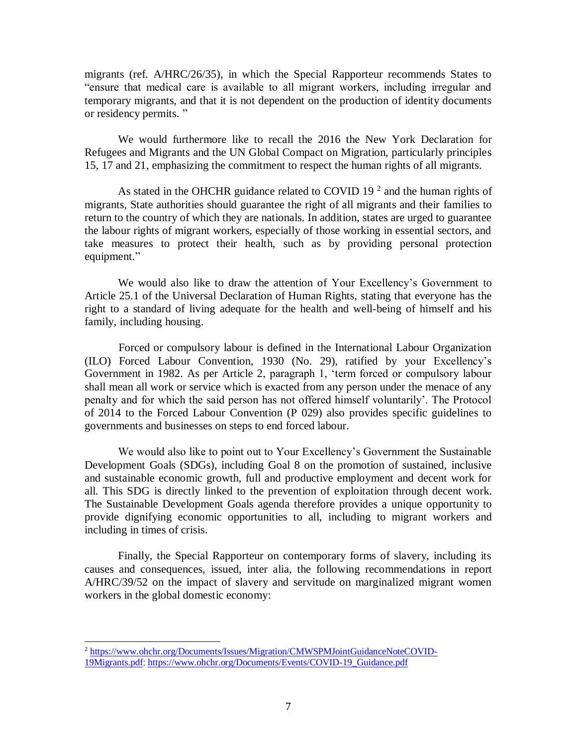migrants (ref. A/HRC/26/35), in which the Special Rapporteur recommends States to "ensure that medical care is available to all migrant workers, including irregular and temporary migrants, and that it is not dependent on the production of identity documents or residency permits. "

We would furthermore like to recall the 2016 the New York Declaration for Refugees and Migrants and the UN Global Compact on Migration, particularly principles 15, 17 and 21, emphasizing the commitment to respect the human rights of all migrants.

As stated in the OHCHR guidance related to COVID 19 [2] and the human rights of migrants, State authorities should guarantee the right of all migrants and their families to return to the country of which they are nationals. In addition, states are urged to guarantee the labour rights of migrant workers, especially of those working in essential sectors, and take measures to protect their health, such as by providing personal protection equipment."

We would also like to draw the attention of Your Excellency's Government to Article 25.1 of the Universal Declaration of Human Rights, stating that everyone has the right to a standard of living adequate for the health and well-being of himself and his family, including housing.

Forced or compulsory labour is defined in the International Labour Organization (ILO) Forced Labour Convention, 1930 (No. 29), ratified by your Excellency's Government in 1982. As per Article 2, paragraph 1, 'term forced or compulsory labour shall mean all work or service which is exacted from any person under the menace of any penalty and for which the said person has not offered himself voluntarily'. The Protocol of 2014 to the Forced Labour Convention (P 029) also provides specific guidelines to governments and businesses on steps to end forced labour.

We would also like to point out to Your Excellency's Government the Sustainable Development Goals (SDGs), including Goal 8 on the promotion of sustained, inclusive and sustainable economic growth, full and productive employment and decent work for all. This SDG is directly linked to the prevention of exploitation through decent work. The Sustainable Development Goals agenda therefore provides a unique opportunity to provide dignifying economic opportunities to all, including to migrant workers and including in times of crisis.

Finally, the Special Rapporteur on contemporary forms of slavery, including its causes and consequences, issued, inter alia, the following recommendations in report A/HRC/39/52 on the impact of slavery and servitude on marginalized migrant women workers in the global domestic economy:

---

[2] https://www.ohchr.org/Documents/Issues/Migration/CMWSPMJointGuidanceNoteCOVID-19Migrants.pdf; https://www.ohchr.org/Documents/Events/COVID-19_Guidance.pdf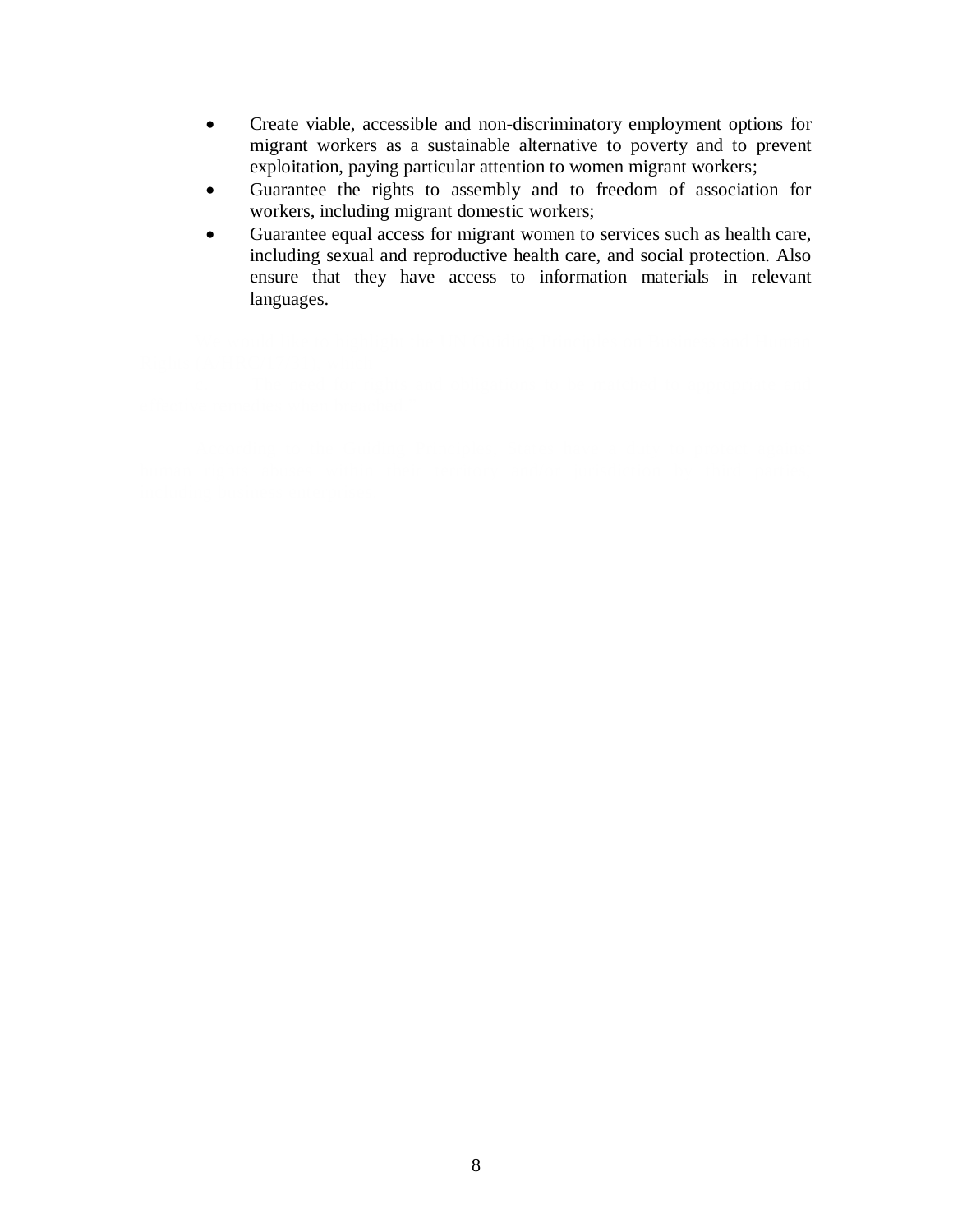- Create viable, accessible and non-discriminatory employment options for migrant workers as a sustainable alternative to poverty and to prevent exploitation, paying particular attention to women migrant workers;
- Guarantee the rights to assembly and to freedom of association for workers, including migrant domestic workers;
- Guarantee equal access for migrant women to services such as health care, including sexual and reproductive health care, and social protection. Also ensure that they have access to information materials in relevant languages.